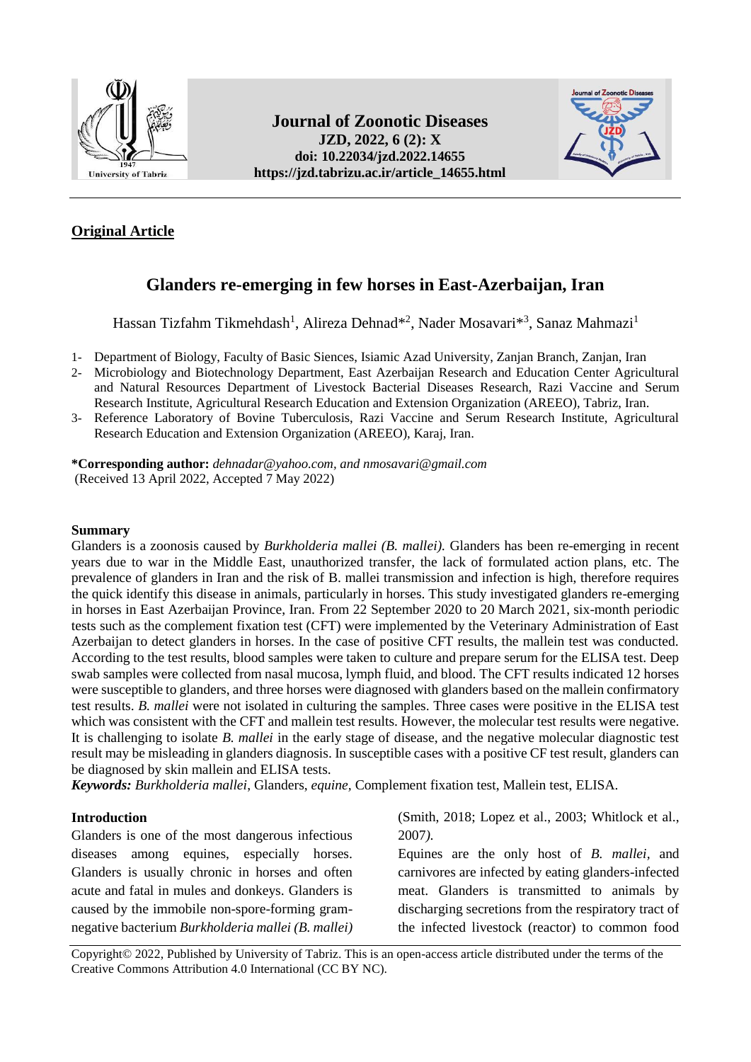**Original Article**

# Glanders re-emerging in few horses in East-Azerbaijan, Iran

Hassan Tizfahm Tikmehdash[1], Alireza Dehnad*[2], Nader Mosavari*[3], Sanaz Mahmazi[1]

1- Department of Biology, Faculty of Basic Siences, Isiamic Azad University, Zanjan Branch, Zanjan, Iran
2- Microbiology and Biotechnology Department, East Azerbaijan Research and Education Center Agricultural and Natural Resources Department of Livestock Bacterial Diseases Research, Razi Vaccine and Serum Research Institute, Agricultural Research Education and Extension Organization (AREEO), Tabriz, Iran.
3- Reference Laboratory of Bovine Tuberculosis, Razi Vaccine and Serum Research Institute, Agricultural Research Education and Extension Organization (AREEO), Karaj, Iran.

**\*Corresponding author:** *dehnadar@yahoo.com, and nmosavari@gmail.com*
(Received 13 April 2022, Accepted 7 May 2022)

## Summary

Glanders is a zoonosis caused by *Burkholderia mallei (B. mallei).* Glanders has been re-emerging in recent years due to war in the Middle East, unauthorized transfer, the lack of formulated action plans, etc. The prevalence of glanders in Iran and the risk of B. mallei transmission and infection is high, therefore requires the quick identify this disease in animals, particularly in horses. This study investigated glanders re-emerging in horses in East Azerbaijan Province, Iran. From 22 September 2020 to 20 March 2021, six-month periodic tests such as the complement fixation test (CFT) were implemented by the Veterinary Administration of East Azerbaijan to detect glanders in horses. In the case of positive CFT results, the mallein test was conducted. According to the test results, blood samples were taken to culture and prepare serum for the ELISA test. Deep swab samples were collected from nasal mucosa, lymph fluid, and blood. The CFT results indicated 12 horses were susceptible to glanders, and three horses were diagnosed with glanders based on the mallein confirmatory test results. *B. mallei* were not isolated in culturing the samples. Three cases were positive in the ELISA test which was consistent with the CFT and mallein test results. However, the molecular test results were negative. It is challenging to isolate *B. mallei* in the early stage of disease, and the negative molecular diagnostic test result may be misleading in glanders diagnosis. In susceptible cases with a positive CF test result, glanders can be diagnosed by skin mallein and ELISA tests.

***Keywords:*** *Burkholderia mallei,* Glanders, *equine,* Complement fixation test, Mallein test, ELISA.

## Introduction

Glanders is one of the most dangerous infectious diseases among equines, especially horses. Glanders is usually chronic in horses and often acute and fatal in mules and donkeys. Glanders is caused by the immobile non-spore-forming gram-negative bacterium *Burkholderia mallei (B. mallei)* (Smith, 2018; Lopez et al., 2003; Whitlock et al., 2007*).*

Equines are the only host of *B. mallei*, and carnivores are infected by eating glanders-infected meat. Glanders is transmitted to animals by discharging secretions from the respiratory tract of the infected livestock (reactor) to common food

Copyright© 2022, Published by University of Tabriz. This is an open-access article distributed under the terms of the Creative Commons Attribution 4.0 International (CC BY NC).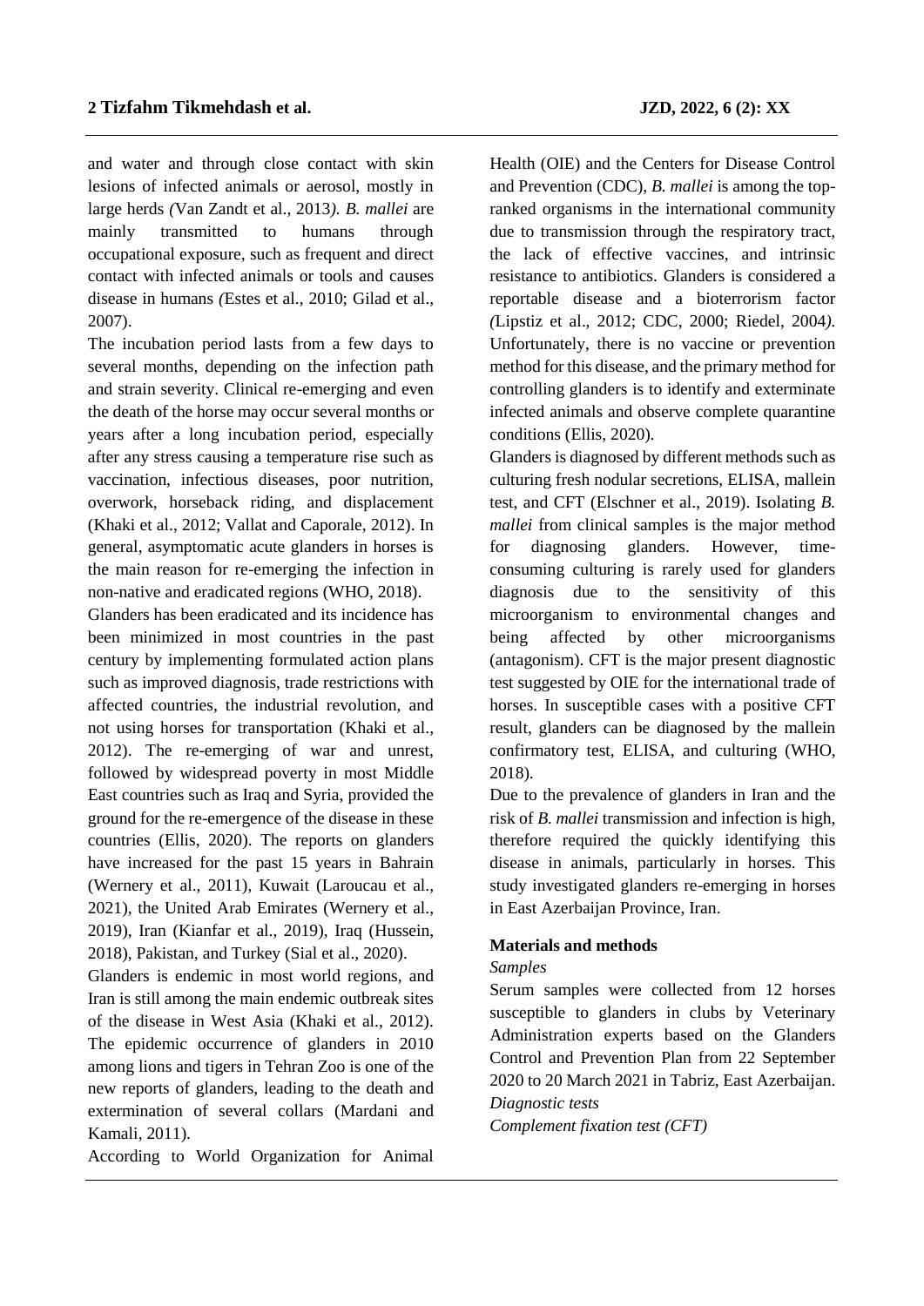and water and through close contact with skin lesions of infected animals or aerosol, mostly in large herds *(*Van Zandt et al., 2013*)*. *B. mallei* are mainly transmitted to humans through occupational exposure, such as frequent and direct contact with infected animals or tools and causes disease in humans *(*Estes et al., 2010; Gilad et al., 2007).

The incubation period lasts from a few days to several months, depending on the infection path and strain severity. Clinical re-emerging and even the death of the horse may occur several months or years after a long incubation period, especially after any stress causing a temperature rise such as vaccination, infectious diseases, poor nutrition, overwork, horseback riding, and displacement (Khaki et al., 2012; Vallat and Caporale, 2012). In general, asymptomatic acute glanders in horses is the main reason for re-emerging the infection in non-native and eradicated regions (WHO, 2018).

Glanders has been eradicated and its incidence has been minimized in most countries in the past century by implementing formulated action plans such as improved diagnosis, trade restrictions with affected countries, the industrial revolution, and not using horses for transportation (Khaki et al., 2012). The re-emerging of war and unrest, followed by widespread poverty in most Middle East countries such as Iraq and Syria, provided the ground for the re-emergence of the disease in these countries (Ellis, 2020). The reports on glanders have increased for the past 15 years in Bahrain (Wernery et al., 2011), Kuwait (Laroucau et al., 2021), the United Arab Emirates (Wernery et al., 2019), Iran (Kianfar et al., 2019), Iraq (Hussein, 2018), Pakistan, and Turkey (Sial et al., 2020).

Glanders is endemic in most world regions, and Iran is still among the main endemic outbreak sites of the disease in West Asia (Khaki et al., 2012). The epidemic occurrence of glanders in 2010 among lions and tigers in Tehran Zoo is one of the new reports of glanders, leading to the death and extermination of several collars (Mardani and Kamali, 2011).

According to World Organization for Animal Health (OIE) and the Centers for Disease Control and Prevention (CDC), *B. mallei* is among the top-ranked organisms in the international community due to transmission through the respiratory tract, the lack of effective vaccines, and intrinsic resistance to antibiotics. Glanders is considered a reportable disease and a bioterrorism factor *(*Lipstiz et al., 2012; CDC, 2000; Riedel, 2004*)*. Unfortunately, there is no vaccine or prevention method for this disease, and the primary method for controlling glanders is to identify and exterminate infected animals and observe complete quarantine conditions (Ellis, 2020).

Glanders is diagnosed by different methods such as culturing fresh nodular secretions, ELISA, mallein test, and CFT (Elschner et al., 2019). Isolating *B. mallei* from clinical samples is the major method for diagnosing glanders. However, time-consuming culturing is rarely used for glanders diagnosis due to the sensitivity of this microorganism to environmental changes and being affected by other microorganisms (antagonism). CFT is the major present diagnostic test suggested by OIE for the international trade of horses. In susceptible cases with a positive CFT result, glanders can be diagnosed by the mallein confirmatory test, ELISA, and culturing (WHO, 2018).

Due to the prevalence of glanders in Iran and the risk of *B. mallei* transmission and infection is high, therefore required the quickly identifying this disease in animals, particularly in horses. This study investigated glanders re-emerging in horses in East Azerbaijan Province, Iran.

## Materials and methods

*Samples*

Serum samples were collected from 12 horses susceptible to glanders in clubs by Veterinary Administration experts based on the Glanders Control and Prevention Plan from 22 September 2020 to 20 March 2021 in Tabriz, East Azerbaijan.

*Diagnostic tests*

*Complement fixation test (CFT)*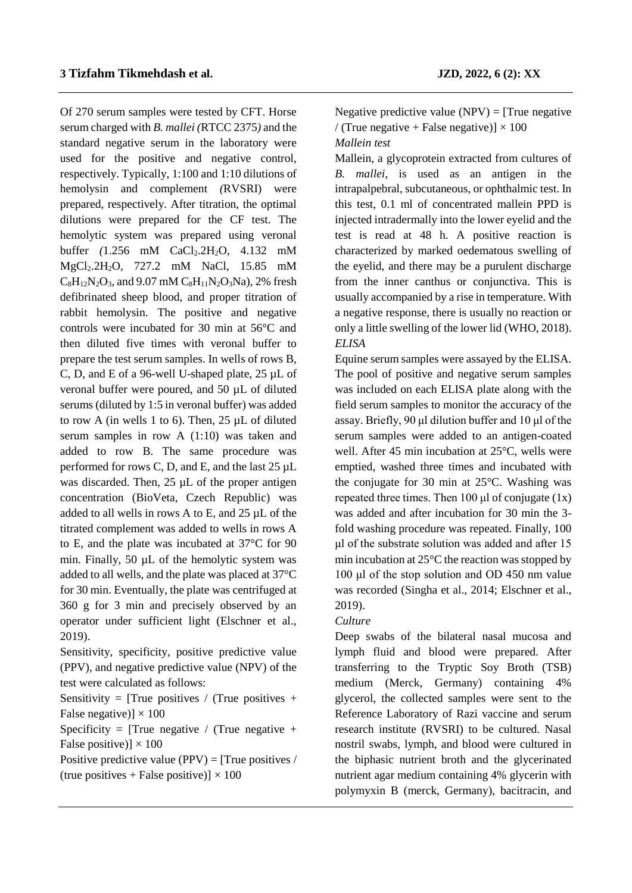Of 270 serum samples were tested by CFT. Horse serum charged with *B. mallei (*RTCC 2375*)* and the standard negative serum in the laboratory were used for the positive and negative control, respectively. Typically, 1:100 and 1:10 dilutions of hemolysin and complement *(*RVSRI) were prepared, respectively. After titration, the optimal dilutions were prepared for the CF test. The hemolytic system was prepared using veronal buffer *(*1.256 mM $CaCl_2.2H_2O$, 4.132 mM $MgCl_2.2H_2O$, 727.2 mM NaCl, 15.85 mM $C_8H_{12}N_2O_3$, and 9.07 mM $C_8H_{11}N_2O_3Na$), 2% fresh defibrinated sheep blood, and proper titration of rabbit hemolysin. The positive and negative controls were incubated for 30 min at 56°C and then diluted five times with veronal buffer to prepare the test serum samples. In wells of rows B, C, D, and E of a 96-well U-shaped plate, 25 µL of veronal buffer were poured, and 50 µL of diluted serums (diluted by 1:5 in veronal buffer) was added to row A (in wells 1 to 6). Then, 25 µL of diluted serum samples in row A (1:10) was taken and added to row B. The same procedure was performed for rows C, D, and E, and the last 25 µL was discarded. Then, 25 µL of the proper antigen concentration (BioVeta, Czech Republic) was added to all wells in rows A to E, and 25 µL of the titrated complement was added to wells in rows A to E, and the plate was incubated at 37°C for 90 min. Finally, 50 µL of the hemolytic system was added to all wells, and the plate was placed at 37°C for 30 min. Eventually, the plate was centrifuged at 360 g for 3 min and precisely observed by an operator under sufficient light (Elschner et al., 2019).

Sensitivity, specificity, positive predictive value (PPV), and negative predictive value (NPV) of the test were calculated as follows:

Sensitivity = [True positives / (True positives + False negative)] × 100

Specificity = [True negative / (True negative + False positive)] × 100

Positive predictive value (PPV) = [True positives / (true positives + False positive)] × 100

Negative predictive value (NPV) = [True negative / (True negative + False negative)] × 100

*Mallein test*

Mallein, a glycoprotein extracted from cultures of *B. mallei*, is used as an antigen in the intrapalpebral, subcutaneous, or ophthalmic test. In this test, 0.1 ml of concentrated mallein PPD is injected intradermally into the lower eyelid and the test is read at 48 h. A positive reaction is characterized by marked oedematous swelling of the eyelid, and there may be a purulent discharge from the inner canthus or conjunctiva. This is usually accompanied by a rise in temperature. With a negative response, there is usually no reaction or only a little swelling of the lower lid (WHO, 2018).

*ELISA*

Equine serum samples were assayed by the ELISA. The pool of positive and negative serum samples was included on each ELISA plate along with the field serum samples to monitor the accuracy of the assay. Briefly, 90 μl dilution buffer and 10 μl of the serum samples were added to an antigen-coated well. After 45 min incubation at 25°C, wells were emptied, washed three times and incubated with the conjugate for 30 min at 25°C. Washing was repeated three times. Then 100 μl of conjugate (1x) was added and after incubation for 30 min the 3-fold washing procedure was repeated. Finally, 100 μl of the substrate solution was added and after 15 min incubation at 25°C the reaction was stopped by 100 μl of the stop solution and OD 450 nm value was recorded (Singha et al., 2014; Elschner et al., 2019).

*Culture*

Deep swabs of the bilateral nasal mucosa and lymph fluid and blood were prepared. After transferring to the Tryptic Soy Broth (TSB) medium (Merck, Germany) containing 4% glycerol, the collected samples were sent to the Reference Laboratory of Razi vaccine and serum research institute (RVSRI) to be cultured. Nasal nostril swabs, lymph, and blood were cultured in the biphasic nutrient broth and the glycerinated nutrient agar medium containing 4% glycerin with polymyxin B (merck, Germany), bacitracin, and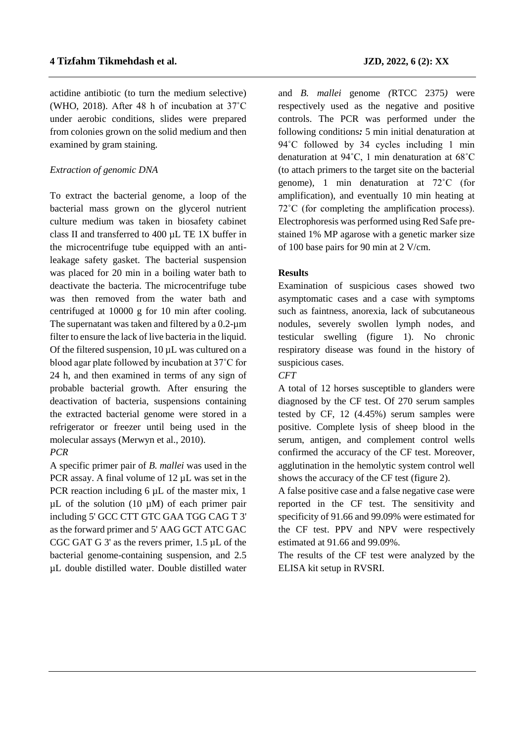actidine antibiotic (to turn the medium selective) (WHO, 2018). After 48 h of incubation at 37˚C under aerobic conditions, slides were prepared from colonies grown on the solid medium and then examined by gram staining.

*Extraction of genomic DNA*

To extract the bacterial genome, a loop of the bacterial mass grown on the glycerol nutrient culture medium was taken in biosafety cabinet class II and transferred to 400 µL TE 1X buffer in the microcentrifuge tube equipped with an anti-leakage safety gasket. The bacterial suspension was placed for 20 min in a boiling water bath to deactivate the bacteria. The microcentrifuge tube was then removed from the water bath and centrifuged at 10000 g for 10 min after cooling. The supernatant was taken and filtered by a 0.2-µm filter to ensure the lack of live bacteria in the liquid. Of the filtered suspension, 10 µL was cultured on a blood agar plate followed by incubation at 37˚C for 24 h, and then examined in terms of any sign of probable bacterial growth. After ensuring the deactivation of bacteria, suspensions containing the extracted bacterial genome were stored in a refrigerator or freezer until being used in the molecular assays (Merwyn et al., 2010).

*PCR*

A specific primer pair of *B. mallei* was used in the PCR assay. A final volume of 12 µL was set in the PCR reaction including 6 µL of the master mix, 1 µL of the solution (10 µM) of each primer pair including 5' GCC CTT GTC GAA TGG CAG T 3' as the forward primer and 5' AAG GCT ATC GAC CGC GAT G 3' as the revers primer, 1.5 µL of the bacterial genome-containing suspension, and 2.5 µL double distilled water. Double distilled water and *B. mallei* genome *(*RTCC 2375*)* were respectively used as the negative and positive controls. The PCR was performed under the following conditions*:* 5 min initial denaturation at 94˚C followed by 34 cycles including 1 min denaturation at 94˚C, 1 min denaturation at 68˚C (to attach primers to the target site on the bacterial genome), 1 min denaturation at 72˚C (for amplification), and eventually 10 min heating at 72˚C (for completing the amplification process). Electrophoresis was performed using Red Safe pre-stained 1% MP agarose with a genetic marker size of 100 base pairs for 90 min at 2 V/cm.

**Results**

Examination of suspicious cases showed two asymptomatic cases and a case with symptoms such as faintness, anorexia, lack of subcutaneous nodules, severely swollen lymph nodes, and testicular swelling (figure 1). No chronic respiratory disease was found in the history of suspicious cases.

*CFT*

A total of 12 horses susceptible to glanders were diagnosed by the CF test. Of 270 serum samples tested by CF, 12 (4.45%) serum samples were positive. Complete lysis of sheep blood in the serum, antigen, and complement control wells confirmed the accuracy of the CF test. Moreover, agglutination in the hemolytic system control well shows the accuracy of the CF test (figure 2).

A false positive case and a false negative case were reported in the CF test. The sensitivity and specificity of 91.66 and 99.09% were estimated for the CF test. PPV and NPV were respectively estimated at 91.66 and 99.09%.

The results of the CF test were analyzed by the ELISA kit setup in RVSRI.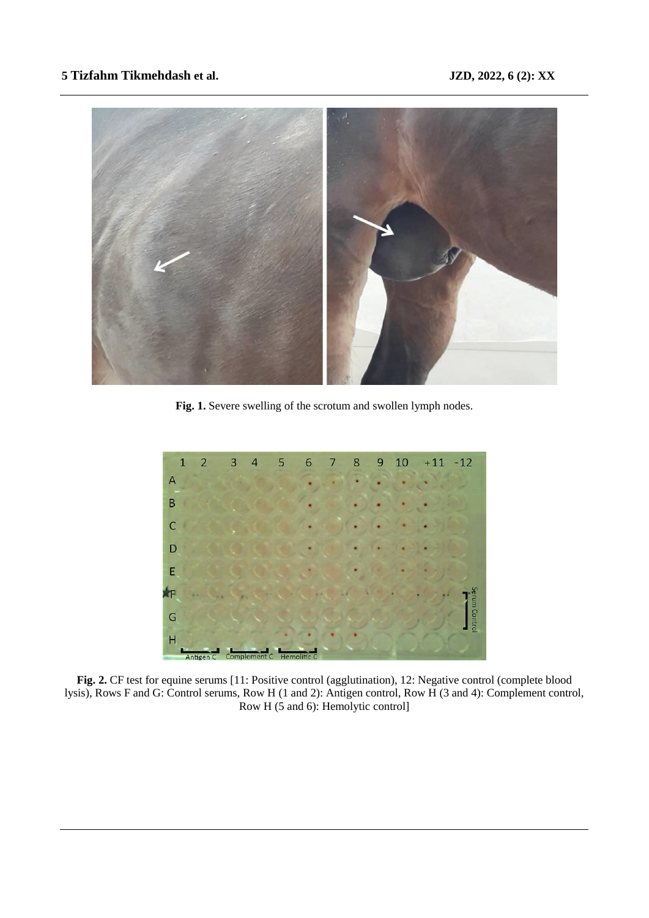**Fig. 1.** Severe swelling of the scrotum and swollen lymph nodes.

**Fig. 2.** CF test for equine serums [11: Positive control (agglutination), 12: Negative control (complete blood lysis), Rows F and G: Control serums, Row H (1 and 2): Antigen control, Row H (3 and 4): Complement control, Row H (5 and 6): Hemolytic control]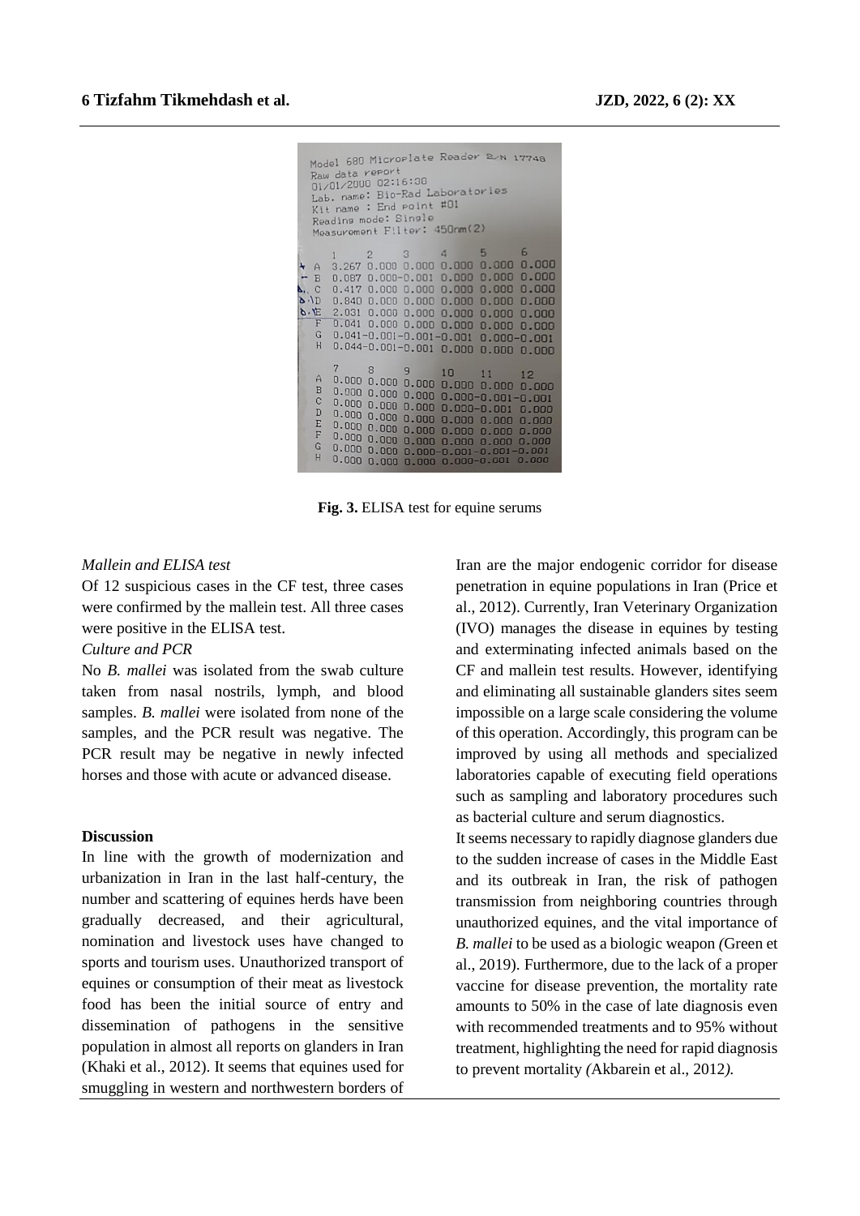**Fig. 3.** ELISA test for equine serums

*Mallein and ELISA test*

Of 12 suspicious cases in the CF test, three cases were confirmed by the mallein test. All three cases were positive in the ELISA test.

*Culture and PCR*

No *B. mallei* was isolated from the swab culture taken from nasal nostrils, lymph, and blood samples. *B. mallei* were isolated from none of the samples, and the PCR result was negative. The PCR result may be negative in newly infected horses and those with acute or advanced disease.

**Discussion**

In line with the growth of modernization and urbanization in Iran in the last half-century, the number and scattering of equines herds have been gradually decreased, and their agricultural, nomination and livestock uses have changed to sports and tourism uses. Unauthorized transport of equines or consumption of their meat as livestock food has been the initial source of entry and dissemination of pathogens in the sensitive population in almost all reports on glanders in Iran (Khaki et al., 2012). It seems that equines used for smuggling in western and northwestern borders of Iran are the major endogenic corridor for disease penetration in equine populations in Iran (Price et al., 2012). Currently, Iran Veterinary Organization (IVO) manages the disease in equines by testing and exterminating infected animals based on the CF and mallein test results. However, identifying and eliminating all sustainable glanders sites seem impossible on a large scale considering the volume of this operation. Accordingly, this program can be improved by using all methods and specialized laboratories capable of executing field operations such as sampling and laboratory procedures such as bacterial culture and serum diagnostics.

It seems necessary to rapidly diagnose glanders due to the sudden increase of cases in the Middle East and its outbreak in Iran, the risk of pathogen transmission from neighboring countries through unauthorized equines, and the vital importance of *B. mallei* to be used as a biologic weapon *(*Green et al., 2019). Furthermore, due to the lack of a proper vaccine for disease prevention, the mortality rate amounts to 50% in the case of late diagnosis even with recommended treatments and to 95% without treatment, highlighting the need for rapid diagnosis to prevent mortality *(*Akbarein et al., 2012*).*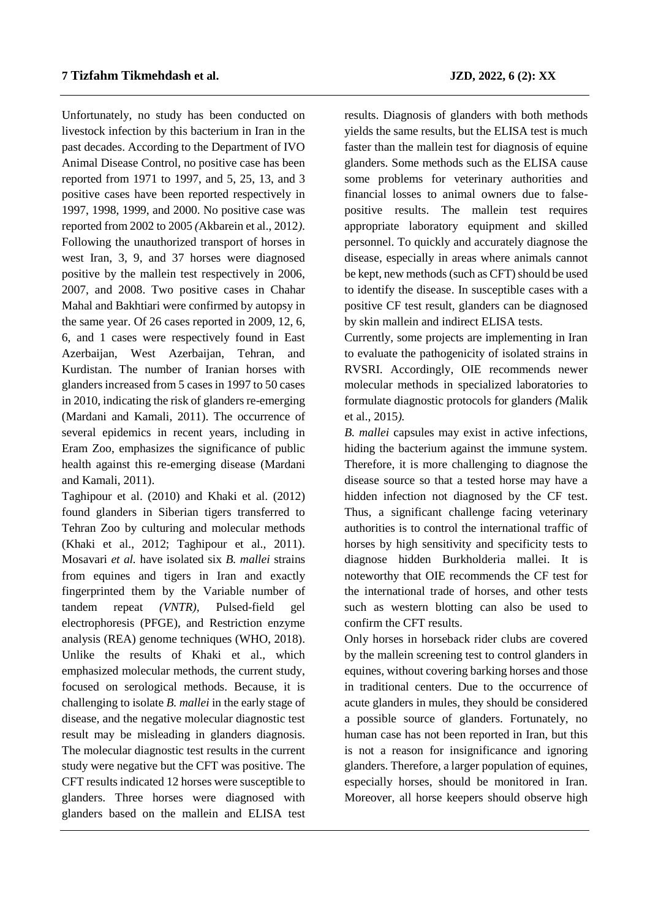Unfortunately, no study has been conducted on livestock infection by this bacterium in Iran in the past decades. According to the Department of IVO Animal Disease Control, no positive case has been reported from 1971 to 1997, and 5, 25, 13, and 3 positive cases have been reported respectively in 1997, 1998, 1999, and 2000. No positive case was reported from 2002 to 2005 *(*Akbarein et al., 2012*)*. Following the unauthorized transport of horses in west Iran, 3, 9, and 37 horses were diagnosed positive by the mallein test respectively in 2006, 2007, and 2008. Two positive cases in Chahar Mahal and Bakhtiari were confirmed by autopsy in the same year. Of 26 cases reported in 2009, 12, 6, 6, and 1 cases were respectively found in East Azerbaijan, West Azerbaijan, Tehran, and Kurdistan. The number of Iranian horses with glanders increased from 5 cases in 1997 to 50 cases in 2010, indicating the risk of glanders re-emerging (Mardani and Kamali, 2011). The occurrence of several epidemics in recent years, including in Eram Zoo, emphasizes the significance of public health against this re-emerging disease (Mardani and Kamali, 2011).

Taghipour et al. (2010) and Khaki et al. (2012) found glanders in Siberian tigers transferred to Tehran Zoo by culturing and molecular methods (Khaki et al., 2012; Taghipour et al., 2011). Mosavari *et al.* have isolated six *B. mallei* strains from equines and tigers in Iran and exactly fingerprinted them by the Variable number of tandem repeat *(VNTR)*, Pulsed-field gel electrophoresis (PFGE), and Restriction enzyme analysis (REA) genome techniques (WHO, 2018). Unlike the results of Khaki et al., which emphasized molecular methods, the current study, focused on serological methods. Because, it is challenging to isolate *B. mallei* in the early stage of disease, and the negative molecular diagnostic test result may be misleading in glanders diagnosis. The molecular diagnostic test results in the current study were negative but the CFT was positive. The CFT results indicated 12 horses were susceptible to glanders. Three horses were diagnosed with glanders based on the mallein and ELISA test results. Diagnosis of glanders with both methods yields the same results, but the ELISA test is much faster than the mallein test for diagnosis of equine glanders. Some methods such as the ELISA cause some problems for veterinary authorities and financial losses to animal owners due to false-positive results. The mallein test requires appropriate laboratory equipment and skilled personnel. To quickly and accurately diagnose the disease, especially in areas where animals cannot be kept, new methods (such as CFT) should be used to identify the disease. In susceptible cases with a positive CF test result, glanders can be diagnosed by skin mallein and indirect ELISA tests.

Currently, some projects are implementing in Iran to evaluate the pathogenicity of isolated strains in RVSRI. Accordingly, OIE recommends newer molecular methods in specialized laboratories to formulate diagnostic protocols for glanders *(*Malik et al., 2015*)*.

*B. mallei* capsules may exist in active infections, hiding the bacterium against the immune system. Therefore, it is more challenging to diagnose the disease source so that a tested horse may have a hidden infection not diagnosed by the CF test. Thus, a significant challenge facing veterinary authorities is to control the international traffic of horses by high sensitivity and specificity tests to diagnose hidden Burkholderia mallei. It is noteworthy that OIE recommends the CF test for the international trade of horses, and other tests such as western blotting can also be used to confirm the CFT results.

Only horses in horseback rider clubs are covered by the mallein screening test to control glanders in equines, without covering barking horses and those in traditional centers. Due to the occurrence of acute glanders in mules, they should be considered a possible source of glanders. Fortunately, no human case has not been reported in Iran, but this is not a reason for insignificance and ignoring glanders. Therefore, a larger population of equines, especially horses, should be monitored in Iran. Moreover, all horse keepers should observe high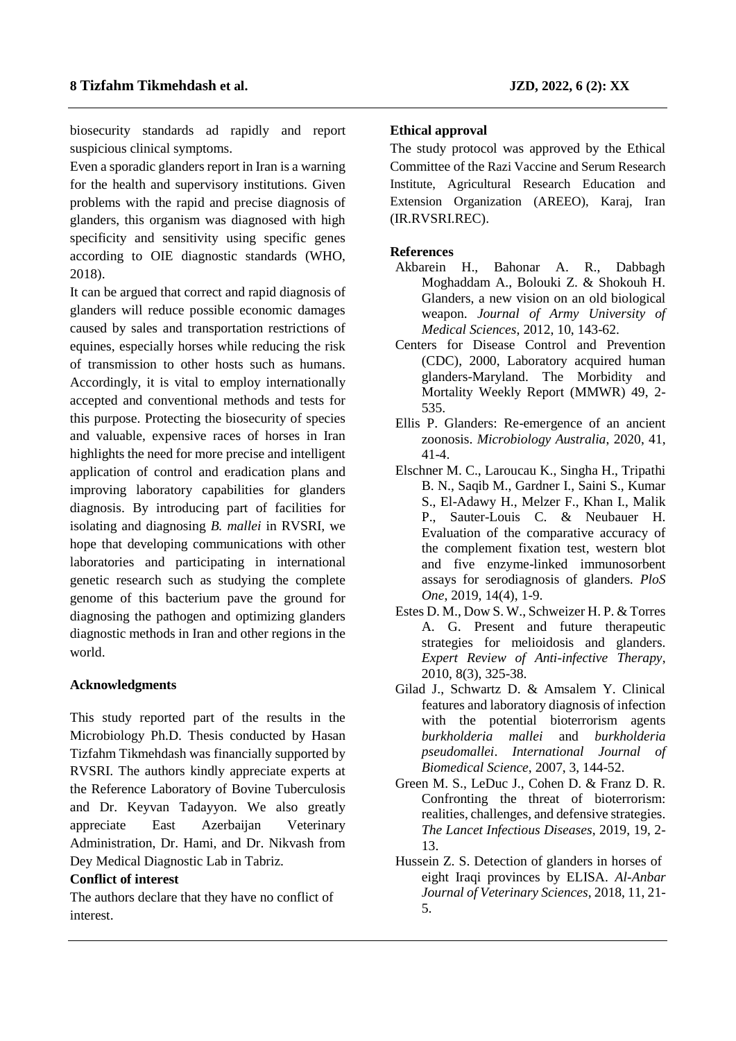biosecurity standards ad rapidly and report suspicious clinical symptoms.

Even a sporadic glanders report in Iran is a warning for the health and supervisory institutions. Given problems with the rapid and precise diagnosis of glanders, this organism was diagnosed with high specificity and sensitivity using specific genes according to OIE diagnostic standards (WHO, 2018).

It can be argued that correct and rapid diagnosis of glanders will reduce possible economic damages caused by sales and transportation restrictions of equines, especially horses while reducing the risk of transmission to other hosts such as humans. Accordingly, it is vital to employ internationally accepted and conventional methods and tests for this purpose. Protecting the biosecurity of species and valuable, expensive races of horses in Iran highlights the need for more precise and intelligent application of control and eradication plans and improving laboratory capabilities for glanders diagnosis. By introducing part of facilities for isolating and diagnosing *B. mallei* in RVSRI, we hope that developing communications with other laboratories and participating in international genetic research such as studying the complete genome of this bacterium pave the ground for diagnosing the pathogen and optimizing glanders diagnostic methods in Iran and other regions in the world.

## Acknowledgments

This study reported part of the results in the Microbiology Ph.D. Thesis conducted by Hasan Tizfahm Tikmehdash was financially supported by RVSRI. The authors kindly appreciate experts at the Reference Laboratory of Bovine Tuberculosis and Dr. Keyvan Tadayyon. We also greatly appreciate East Azerbaijan Veterinary Administration, Dr. Hami, and Dr. Nikvash from Dey Medical Diagnostic Lab in Tabriz.

## Conflict of interest

The authors declare that they have no conflict of interest.

## Ethical approval

The study protocol was approved by the Ethical Committee of the Razi Vaccine and Serum Research Institute, Agricultural Research Education and Extension Organization (AREEO), Karaj, Iran (IR.RVSRI.REC).

## References

Akbarein H., Bahonar A. R., Dabbagh Moghaddam A., Bolouki Z. & Shokouh H. Glanders, a new vision on an old biological weapon. *Journal of Army University of Medical Sciences*, 2012, 10, 143-62.

Centers for Disease Control and Prevention (CDC), 2000, Laboratory acquired human glanders-Maryland. The Morbidity and Mortality Weekly Report (MMWR) 49, 2-535.

Ellis P. Glanders: Re-emergence of an ancient zoonosis. *Microbiology Australia*, 2020, 41, 41-4.

Elschner M. C., Laroucau K., Singha H., Tripathi B. N., Saqib M., Gardner I., Saini S., Kumar S., El-Adawy H., Melzer F., Khan I., Malik P., Sauter-Louis C. & Neubauer H. Evaluation of the comparative accuracy of the complement fixation test, western blot and five enzyme-linked immunosorbent assays for serodiagnosis of glanders. *PloS One*, 2019, 14(4), 1-9.

Estes D. M., Dow S. W., Schweizer H. P. & Torres A. G. Present and future therapeutic strategies for melioidosis and glanders. *Expert Review of Anti-infective Therapy*, 2010, 8(3), 325-38.

Gilad J., Schwartz D. & Amsalem Y. Clinical features and laboratory diagnosis of infection with the potential bioterrorism agents *burkholderia mallei* and *burkholderia pseudomallei*. *International Journal of Biomedical Science*, 2007, 3, 144-52.

Green M. S., LeDuc J., Cohen D. & Franz D. R. Confronting the threat of bioterrorism: realities, challenges, and defensive strategies. *The Lancet Infectious Diseases*, 2019, 19, 2-13.

Hussein Z. S. Detection of glanders in horses of eight Iraqi provinces by ELISA. *Al-Anbar Journal of Veterinary Sciences*, 2018, 11, 21-5.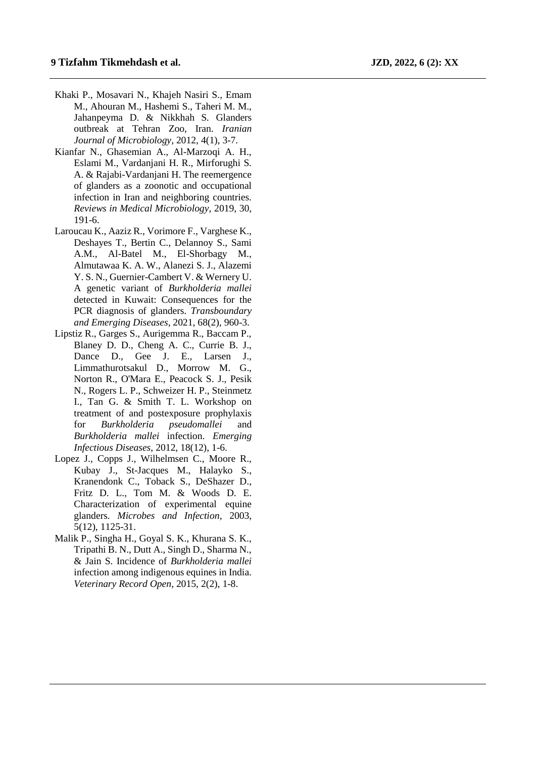Khaki P., Mosavari N., Khajeh Nasiri S., Emam M., Ahouran M., Hashemi S., Taheri M. M., Jahanpeyma D. & Nikkhah S. Glanders outbreak at Tehran Zoo, Iran. *Iranian Journal of Microbiology*, 2012, 4(1), 3-7.

Kianfar N., Ghasemian A., Al-Marzoqi A. H., Eslami M., Vardanjani H. R., Mirforughi S. A. & Rajabi-Vardanjani H. The reemergence of glanders as a zoonotic and occupational infection in Iran and neighboring countries. *Reviews in Medical Microbiology*, 2019, 30, 191-6.

Laroucau K., Aaziz R., Vorimore F., Varghese K., Deshayes T., Bertin C., Delannoy S., Sami A.M., Al-Batel M., El-Shorbagy M., Almutawaa K. A. W., Alanezi S. J., Alazemi Y. S. N., Guernier-Cambert V. & Wernery U. A genetic variant of *Burkholderia mallei* detected in Kuwait: Consequences for the PCR diagnosis of glanders. *Transboundary and Emerging Diseases*, 2021, 68(2), 960-3.

Lipstiz R., Garges S., Aurigemma R., Baccam P., Blaney D. D., Cheng A. C., Currie B. J., Dance D., Gee J. E., Larsen J., Limmathurotsakul D., Morrow M. G., Norton R., O'Mara E., Peacock S. J., Pesik N., Rogers L. P., Schweizer H. P., Steinmetz I., Tan G. & Smith T. L. Workshop on treatment of and postexposure prophylaxis for *Burkholderia pseudomallei* and *Burkholderia mallei* infection. *Emerging Infectious Diseases*, 2012, 18(12), 1-6.

Lopez J., Copps J., Wilhelmsen C., Moore R., Kubay J., St-Jacques M., Halayko S., Kranendonk C., Toback S., DeShazer D., Fritz D. L., Tom M. & Woods D. E. Characterization of experimental equine glanders. *Microbes and Infection*, 2003, 5(12), 1125-31.

Malik P., Singha H., Goyal S. K., Khurana S. K., Tripathi B. N., Dutt A., Singh D., Sharma N., & Jain S. Incidence of *Burkholderia mallei* infection among indigenous equines in India. *Veterinary Record Open*, 2015, 2(2), 1-8.